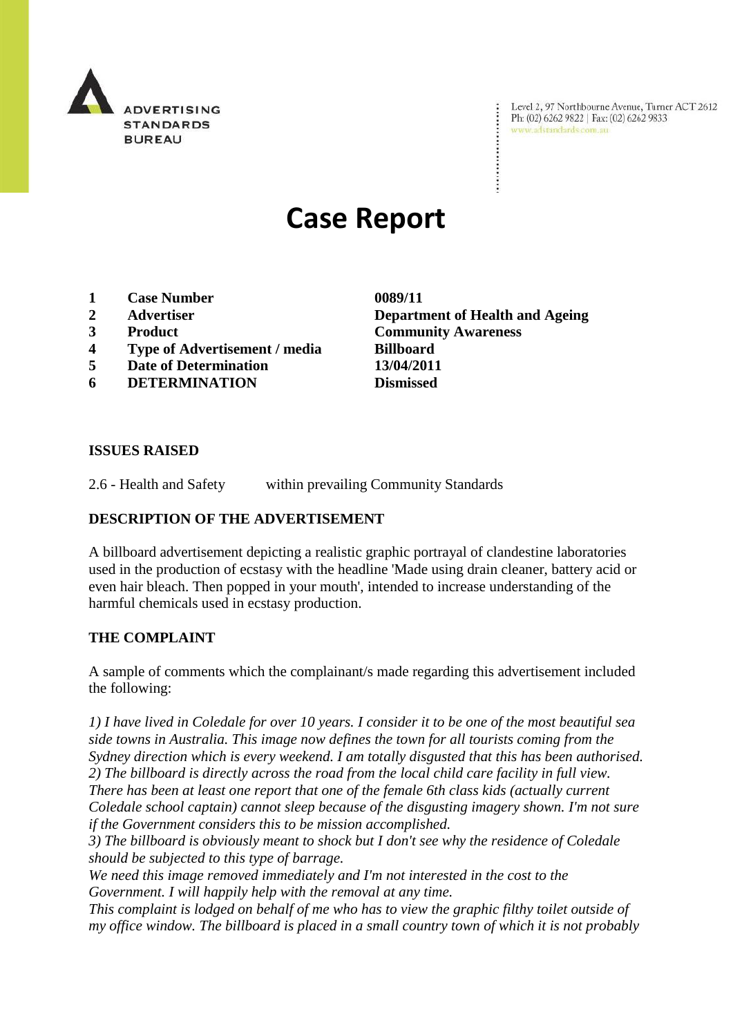ADVERTISING STANDARDS BUREAU

Level 2, 97 Northbourne Avenue, Turner ACT 2612
Ph: (02) 6262 9822 | Fax: (02) 6262 9833
www.adstandards.com.au

# Case Report

| | | |
|---|---|---|
| 1 | **Case Number** | **0089/11** |
| 2 | **Advertiser** | **Department of Health and Ageing** |
| 3 | **Product** | **Community Awareness** |
| 4 | **Type of Advertisement / media** | **Billboard** |
| 5 | **Date of Determination** | **13/04/2011** |
| 6 | **DETERMINATION** | **Dismissed** |

## ISSUES RAISED

2.6 - Health and Safety within prevailing Community Standards

## DESCRIPTION OF THE ADVERTISEMENT

A billboard advertisement depicting a realistic graphic portrayal of clandestine laboratories used in the production of ecstasy with the headline 'Made using drain cleaner, battery acid or even hair bleach. Then popped in your mouth', intended to increase understanding of the harmful chemicals used in ecstasy production.

## THE COMPLAINT

A sample of comments which the complainant/s made regarding this advertisement included the following:

*1) I have lived in Coledale for over 10 years. I consider it to be one of the most beautiful sea side towns in Australia. This image now defines the town for all tourists coming from the Sydney direction which is every weekend. I am totally disgusted that this has been authorised.*
*2) The billboard is directly across the road from the local child care facility in full view. There has been at least one report that one of the female 6th class kids (actually current Coledale school captain) cannot sleep because of the disgusting imagery shown. I'm not sure if the Government considers this to be mission accomplished.*
*3) The billboard is obviously meant to shock but I don't see why the residence of Coledale should be subjected to this type of barrage.*
*We need this image removed immediately and I'm not interested in the cost to the Government. I will happily help with the removal at any time.*
*This complaint is lodged on behalf of me who has to view the graphic filthy toilet outside of my office window. The billboard is placed in a small country town of which it is not probably*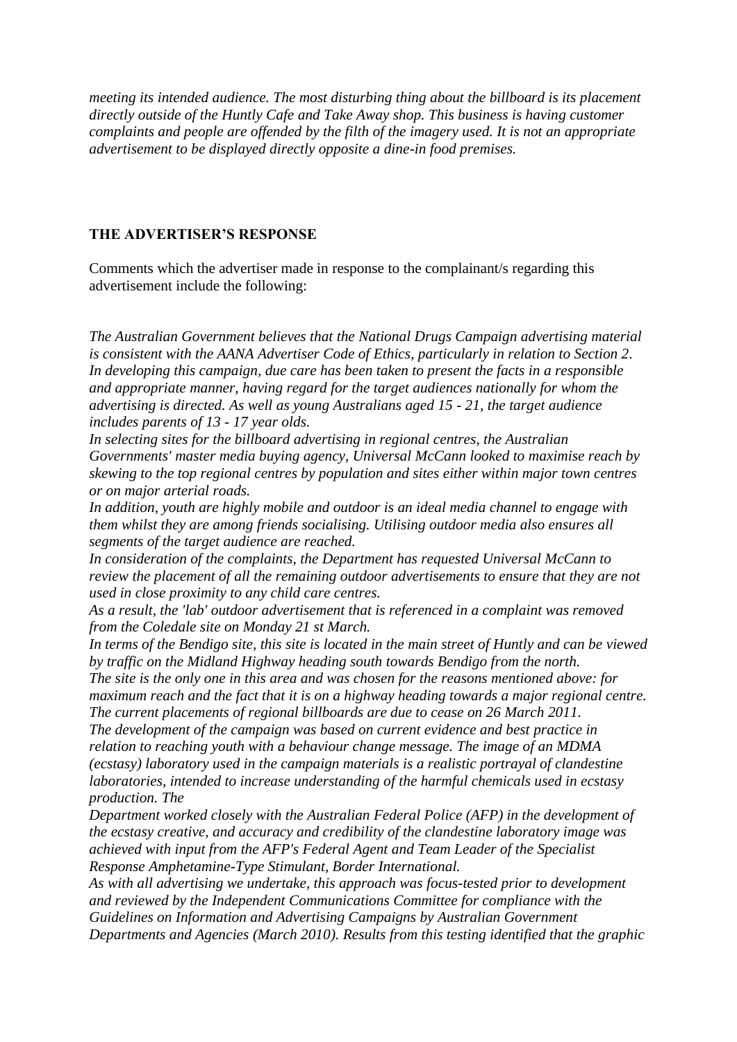*meeting its intended audience. The most disturbing thing about the billboard is its placement directly outside of the Huntly Cafe and Take Away shop. This business is having customer complaints and people are offended by the filth of the imagery used. It is not an appropriate advertisement to be displayed directly opposite a dine-in food premises.*

**THE ADVERTISER'S RESPONSE**

Comments which the advertiser made in response to the complainant/s regarding this advertisement include the following:

*The Australian Government believes that the National Drugs Campaign advertising material is consistent with the AANA Advertiser Code of Ethics, particularly in relation to Section 2. In developing this campaign, due care has been taken to present the facts in a responsible and appropriate manner, having regard for the target audiences nationally for whom the advertising is directed. As well as young Australians aged 15 - 21, the target audience includes parents of 13 - 17 year olds.*
*In selecting sites for the billboard advertising in regional centres, the Australian Governments' master media buying agency, Universal McCann looked to maximise reach by skewing to the top regional centres by population and sites either within major town centres or on major arterial roads.*
*In addition, youth are highly mobile and outdoor is an ideal media channel to engage with them whilst they are among friends socialising. Utilising outdoor media also ensures all segments of the target audience are reached.*
*In consideration of the complaints, the Department has requested Universal McCann to review the placement of all the remaining outdoor advertisements to ensure that they are not used in close proximity to any child care centres.*
*As a result, the 'lab' outdoor advertisement that is referenced in a complaint was removed from the Coledale site on Monday 21 st March.*
*In terms of the Bendigo site, this site is located in the main street of Huntly and can be viewed by traffic on the Midland Highway heading south towards Bendigo from the north.*
*The site is the only one in this area and was chosen for the reasons mentioned above: for maximum reach and the fact that it is on a highway heading towards a major regional centre. The current placements of regional billboards are due to cease on 26 March 2011.*
*The development of the campaign was based on current evidence and best practice in relation to reaching youth with a behaviour change message. The image of an MDMA (ecstasy) laboratory used in the campaign materials is a realistic portrayal of clandestine laboratories, intended to increase understanding of the harmful chemicals used in ecstasy production. The*
*Department worked closely with the Australian Federal Police (AFP) in the development of the ecstasy creative, and accuracy and credibility of the clandestine laboratory image was achieved with input from the AFP's Federal Agent and Team Leader of the Specialist Response Amphetamine-Type Stimulant, Border International.*
*As with all advertising we undertake, this approach was focus-tested prior to development and reviewed by the Independent Communications Committee for compliance with the Guidelines on Information and Advertising Campaigns by Australian Government Departments and Agencies (March 2010). Results from this testing identified that the graphic*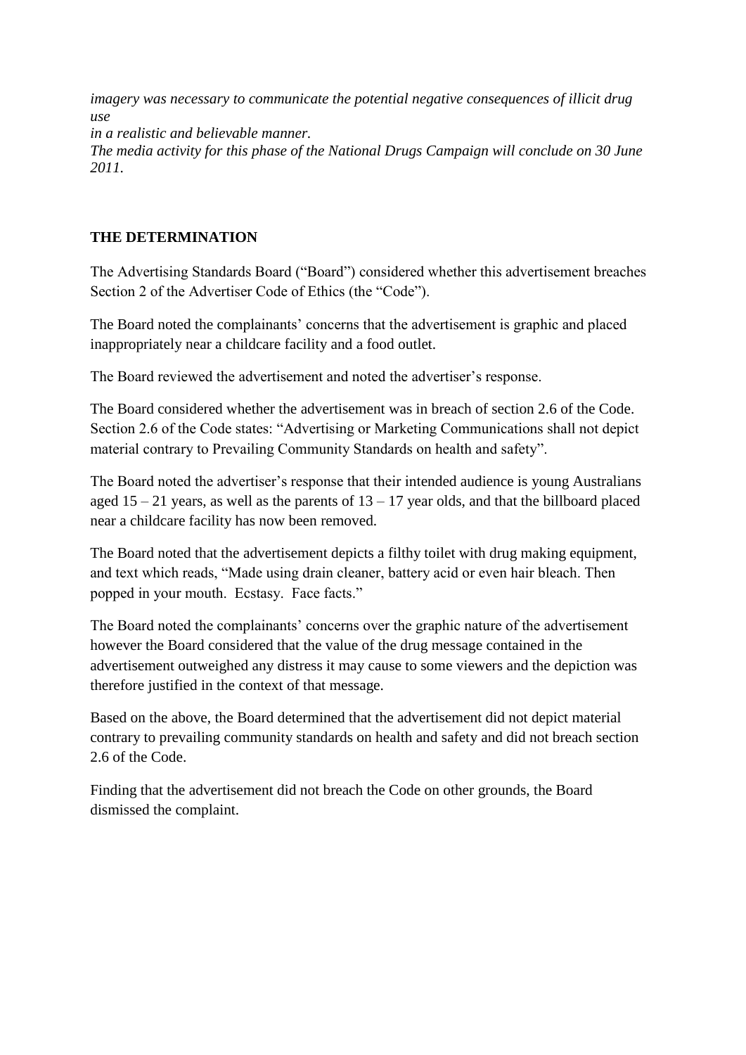*imagery was necessary to communicate the potential negative consequences of illicit drug use*
*in a realistic and believable manner.*
*The media activity for this phase of the National Drugs Campaign will conclude on 30 June 2011.*

**THE DETERMINATION**

The Advertising Standards Board ("Board") considered whether this advertisement breaches Section 2 of the Advertiser Code of Ethics (the "Code").

The Board noted the complainants' concerns that the advertisement is graphic and placed inappropriately near a childcare facility and a food outlet.

The Board reviewed the advertisement and noted the advertiser's response.

The Board considered whether the advertisement was in breach of section 2.6 of the Code. Section 2.6 of the Code states: "Advertising or Marketing Communications shall not depict material contrary to Prevailing Community Standards on health and safety".

The Board noted the advertiser's response that their intended audience is young Australians aged 15 – 21 years, as well as the parents of 13 – 17 year olds, and that the billboard placed near a childcare facility has now been removed.

The Board noted that the advertisement depicts a filthy toilet with drug making equipment, and text which reads, "Made using drain cleaner, battery acid or even hair bleach. Then popped in your mouth. Ecstasy. Face facts."

The Board noted the complainants' concerns over the graphic nature of the advertisement however the Board considered that the value of the drug message contained in the advertisement outweighed any distress it may cause to some viewers and the depiction was therefore justified in the context of that message.

Based on the above, the Board determined that the advertisement did not depict material contrary to prevailing community standards on health and safety and did not breach section 2.6 of the Code.

Finding that the advertisement did not breach the Code on other grounds, the Board dismissed the complaint.